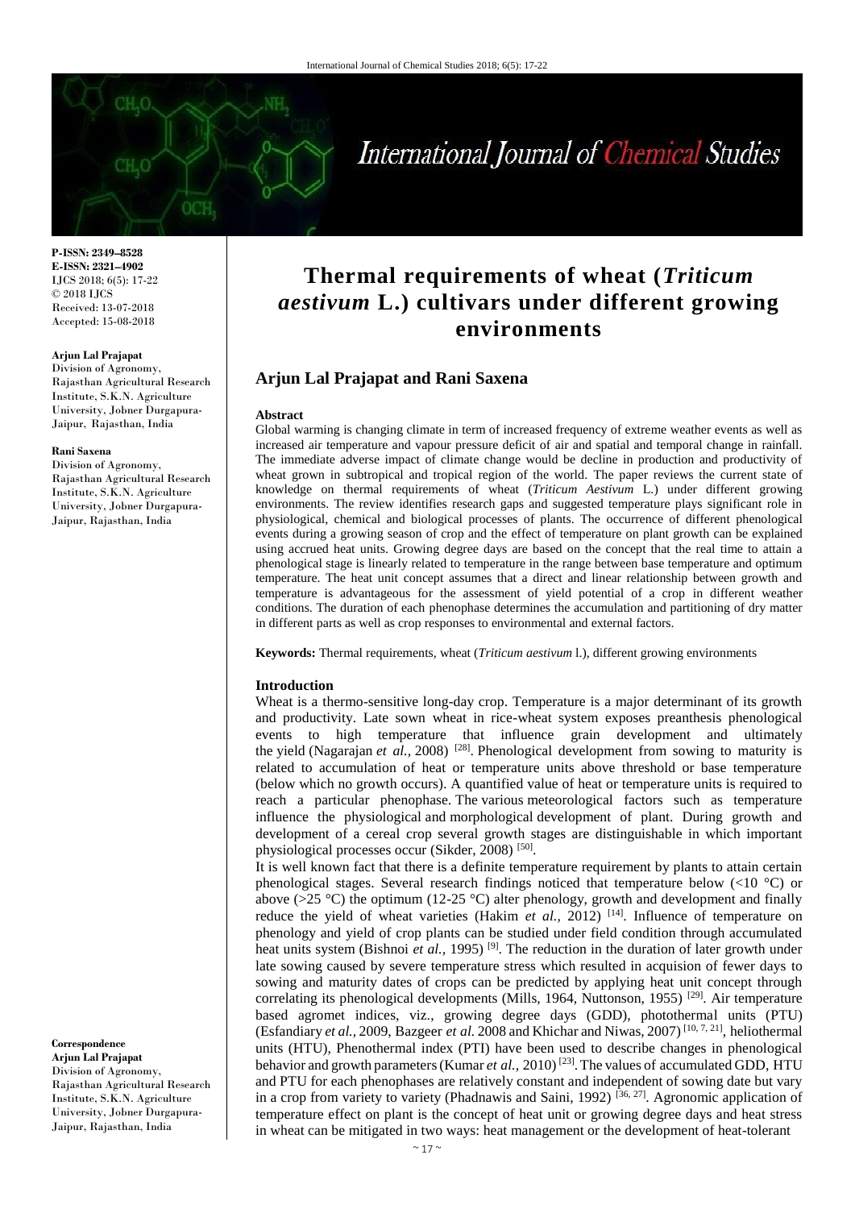P-ISSN: 2349–8528
E-ISSN: 2321–4902
IJCS 2018; 6(5): 17-22
© 2018 IJCS
Received: 13-07-2018
Accepted: 15-08-2018

**Arjun Lal Prajapat**
Division of Agronomy, Rajasthan Agricultural Research Institute, S.K.N. Agriculture University, Jobner Durgapura-Jaipur, Rajasthan, India

**Rani Saxena**
Division of Agronomy, Rajasthan Agricultural Research Institute, S.K.N. Agriculture University, Jobner Durgapura-Jaipur, Rajasthan, India

**Correspondence**
**Arjun Lal Prajapat**
Division of Agronomy, Rajasthan Agricultural Research Institute, S.K.N. Agriculture University, Jobner Durgapura-Jaipur, Rajasthan, India

# Thermal requirements of wheat (*Triticum aestivum* L.) cultivars under different growing environments

## Arjun Lal Prajapat and Rani Saxena

### Abstract

Global warming is changing climate in term of increased frequency of extreme weather events as well as increased air temperature and vapour pressure deficit of air and spatial and temporal change in rainfall. The immediate adverse impact of climate change would be decline in production and productivity of wheat grown in subtropical and tropical region of the world. The paper reviews the current state of knowledge on thermal requirements of wheat (*Triticum Aestivum* L.) under different growing environments. The review identifies research gaps and suggested temperature plays significant role in physiological, chemical and biological processes of plants. The occurrence of different phenological events during a growing season of crop and the effect of temperature on plant growth can be explained using accrued heat units. Growing degree days are based on the concept that the real time to attain a phenological stage is linearly related to temperature in the range between base temperature and optimum temperature. The heat unit concept assumes that a direct and linear relationship between growth and temperature is advantageous for the assessment of yield potential of a crop in different weather conditions. The duration of each phenophase determines the accumulation and partitioning of dry matter in different parts as well as crop responses to environmental and external factors.

**Keywords:** Thermal requirements, wheat (*Triticum aestivum* l.), different growing environments

### Introduction

Wheat is a thermo-sensitive long-day crop. Temperature is a major determinant of its growth and productivity. Late sown wheat in rice-wheat system exposes preanthesis phenological events to high temperature that influence grain development and ultimately the yield (Nagarajan *et al.,* 2008) [28]. Phenological development from sowing to maturity is related to accumulation of heat or temperature units above threshold or base temperature (below which no growth occurs). A quantified value of heat or temperature units is required to reach a particular phenophase. The various meteorological factors such as temperature influence the physiological and morphological development of plant. During growth and development of a cereal crop several growth stages are distinguishable in which important physiological processes occur (Sikder, 2008) [50].

It is well known fact that there is a definite temperature requirement by plants to attain certain phenological stages. Several research findings noticed that temperature below (<10 °C) or above (>25 °C) the optimum (12-25 °C) alter phenology, growth and development and finally reduce the yield of wheat varieties (Hakim *et al.,* 2012) [14]. Influence of temperature on phenology and yield of crop plants can be studied under field condition through accumulated heat units system (Bishnoi *et al.,* 1995) [9]. The reduction in the duration of later growth under late sowing caused by severe temperature stress which resulted in acquision of fewer days to sowing and maturity dates of crops can be predicted by applying heat unit concept through correlating its phenological developments (Mills, 1964, Nuttonson, 1955) [29]. Air temperature based agromet indices, viz., growing degree days (GDD), photothermal units (PTU) (Esfandiary *et al.,* 2009, Bazgeer *et al.* 2008 and Khichar and Niwas, 2007) [10, 7, 21], heliothermal units (HTU), Phenothermal index (PTI) have been used to describe changes in phenological behavior and growth parameters (Kumar *et al.,* 2010) [23]. The values of accumulated GDD, HTU and PTU for each phenophases are relatively constant and independent of sowing date but vary in a crop from variety to variety (Phadnawis and Saini, 1992) [36, 27]. Agronomic application of temperature effect on plant is the concept of heat unit or growing degree days and heat stress in wheat can be mitigated in two ways: heat management or the development of heat-tolerant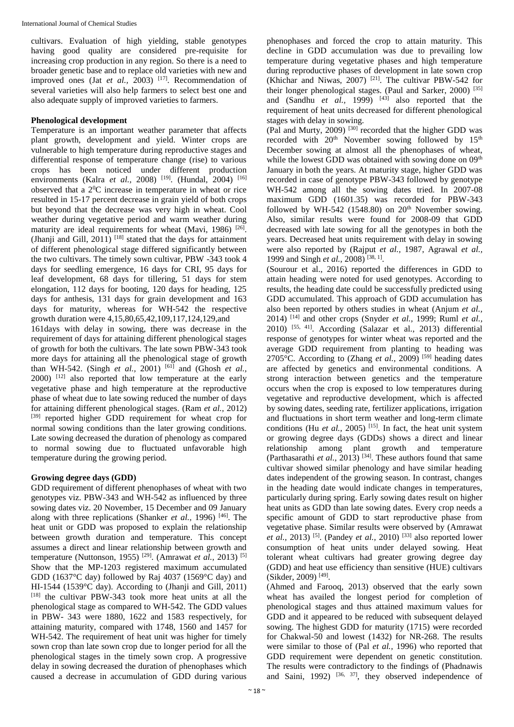cultivars. Evaluation of high yielding, stable genotypes having good quality are considered pre-requisite for increasing crop production in any region. So there is a need to broader genetic base and to replace old varieties with new and improved ones (Jat *et al.,* 2003) [17]. Recommendation of several varieties will also help farmers to select best one and also adequate supply of improved varieties to farmers.

**Phenological development**

Temperature is an important weather parameter that affects plant growth, development and yield. Winter crops are vulnerable to high temperature during reproductive stages and differential response of temperature change (rise) to various crops has been noticed under different production environments (Kalra *et al.,* 2008) [19]. (Hundal, 2004) [16] observed that a $2^0$C increase in temperature in wheat or rice resulted in 15-17 percent decrease in grain yield of both crops but beyond that the decrease was very high in wheat. Cool weather during vegetative period and warm weather during maturity are ideal requirements for wheat (Mavi, 1986) [26]. (Jhanji and Gill, 2011) [18] stated that the days for attainment of different phenological stage differed significantly between the two cultivars. The timely sown cultivar, PBW -343 took 4 days for seedling emergence, 16 days for CRI, 95 days for leaf development, 68 days for tillering, 51 days for stem elongation, 112 days for booting, 120 days for heading, 125 days for anthesis, 131 days for grain development and 163 days for maturity, whereas for WH-542 the respective growth duration were 4,15,80,65,42,109,117,124,129,and 161days with delay in sowing, there was decrease in the requirement of days for attaining different phenological stages of growth for both the cultivars. The late sown PBW-343 took more days for attaining all the phenological stage of growth than WH-542. (Singh *et al.,* 2001) [61] and (Ghosh *et al.,* 2000) [12] also reported that low temperature at the early vegetative phase and high temperature at the reproductive phase of wheat due to late sowing reduced the number of days for attaining different phenological stages. (Ram *et al.,* 2012) [39] reported higher GDD requirement for wheat crop for normal sowing conditions than the later growing conditions. Late sowing decreased the duration of phenology as compared to normal sowing due to fluctuated unfavorable high temperature during the growing period.

**Growing degree days (GDD)**

GDD requirement of different phenophases of wheat with two genotypes viz. PBW-343 and WH-542 as influenced by three sowing dates viz. 20 November, 15 December and 09 January along with three replications (Shanker *et al.,* 1996) [46]. The heat unit or GDD was proposed to explain the relationship between growth duration and temperature. This concept assumes a direct and linear relationship between growth and temperature (Nuttonson, 1955) [29]. (Amrawat *et al.,* 2013) [5] Show that the MP-1203 registered maximum accumulated GDD (1637°C day) followed by Raj 4037 (1569°C day) and HI-1544 (1539°C day). According to (Jhanji and Gill, 2011) [18] the cultivar PBW-343 took more heat units at all the phenological stage as compared to WH-542. The GDD values in PBW- 343 were 1880, 1622 and 1583 respectively, for attaining maturity, compared with 1748, 1560 and 1457 for WH-542. The requirement of heat unit was higher for timely sown crop than late sown crop due to longer period for all the phenological stages in the timely sown crop. A progressive delay in sowing decreased the duration of phenophases which caused a decrease in accumulation of GDD during various phenophases and forced the crop to attain maturity. This decline in GDD accumulation was due to prevailing low temperature during vegetative phases and high temperature during reproductive phases of development in late sown crop (Khichar and Niwas, 2007) [21]. The cultivar PBW-542 for their longer phenological stages. (Paul and Sarker, 2000) [35] and (Sandhu *et al.,* 1999) [43] also reported that the requirement of heat units decreased for different phenological stages with delay in sowing.

(Pal and Murty, 2009) [30] recorded that the higher GDD was recorded with 20th November sowing followed by 15th December sowing at almost all the phenophases of wheat, while the lowest GDD was obtained with sowing done on 09th January in both the years. At maturity stage, higher GDD was recorded in case of genotype PBW-343 followed by genotype WH-542 among all the sowing dates tried. In 2007-08 maximum GDD (1601.35) was recorded for PBW-343 followed by WH-542 (1548.80) on 20th November sowing. Also, similar results were found for 2008-09 that GDD decreased with late sowing for all the genotypes in both the years. Decreased heat units requirement with delay in sowing were also reported by (Rajput *et al.,* 1987, Agrawal *et al.,* 1999 and Singh *et al.,* 2008) [38, 1].

(Sourour et al., 2016) reported the differences in GDD to attain heading were noted for used genotypes. According to results, the heading date could be successfully predicted using GDD accumulated. This approach of GDD accumulation has also been reported by others studies in wheat (Anjum *et al.,* 2014) [14] and other crops (Snyder *et al.,* 1999; Ruml *et al.,* 2010) [55, 41]. According (Salazar et al., 2013) differential response of genotypes for winter wheat was reported and the average GDD requirement from planting to heading was 2705°C. According to (Zhang *et al.,* 2009) [59] heading dates are affected by genetics and environmental conditions. A strong interaction between genetics and the temperature occurs when the crop is exposed to low temperatures during vegetative and reproductive development, which is affected by sowing dates, seeding rate, fertilizer applications, irrigation and fluctuations in short term weather and long-term climate conditions (Hu *et al.,* 2005) [15]. In fact, the heat unit system or growing degree days (GDDs) shows a direct and linear relationship among plant growth and temperature (Parthasarathi *et al.,* 2013) [34]. These authors found that same cultivar showed similar phenology and have similar heading dates independent of the growing season. In contrast, changes in the heading date would indicate changes in temperatures, particularly during spring. Early sowing dates result on higher heat units as GDD than late sowing dates. Every crop needs a specific amount of GDD to start reproductive phase from vegetative phase. Similar results were observed by (Amrawat *et al.,* 2013) [5]. (Pandey *et al.,* 2010) [33] also reported lower consumption of heat units under delayed sowing. Heat tolerant wheat cultivars had greater growing degree day (GDD) and heat use efficiency than sensitive (HUE) cultivars (Sikder, 2009) [49].

(Ahmed and Farooq, 2013) observed that the early sown wheat has availed the longest period for completion of phenological stages and thus attained maximum values for GDD and it appeared to be reduced with subsequent delayed sowing. The highest GDD for maturity (1715) were recorded for Chakwal-50 and lowest (1432) for NR-268. The results were similar to those of (Pal *et al.,* 1996) who reported that GDD requirement were dependent on genetic constitution. The results were contradictory to the findings of (Phadnawis and Saini, 1992) [36, 37], they observed independence of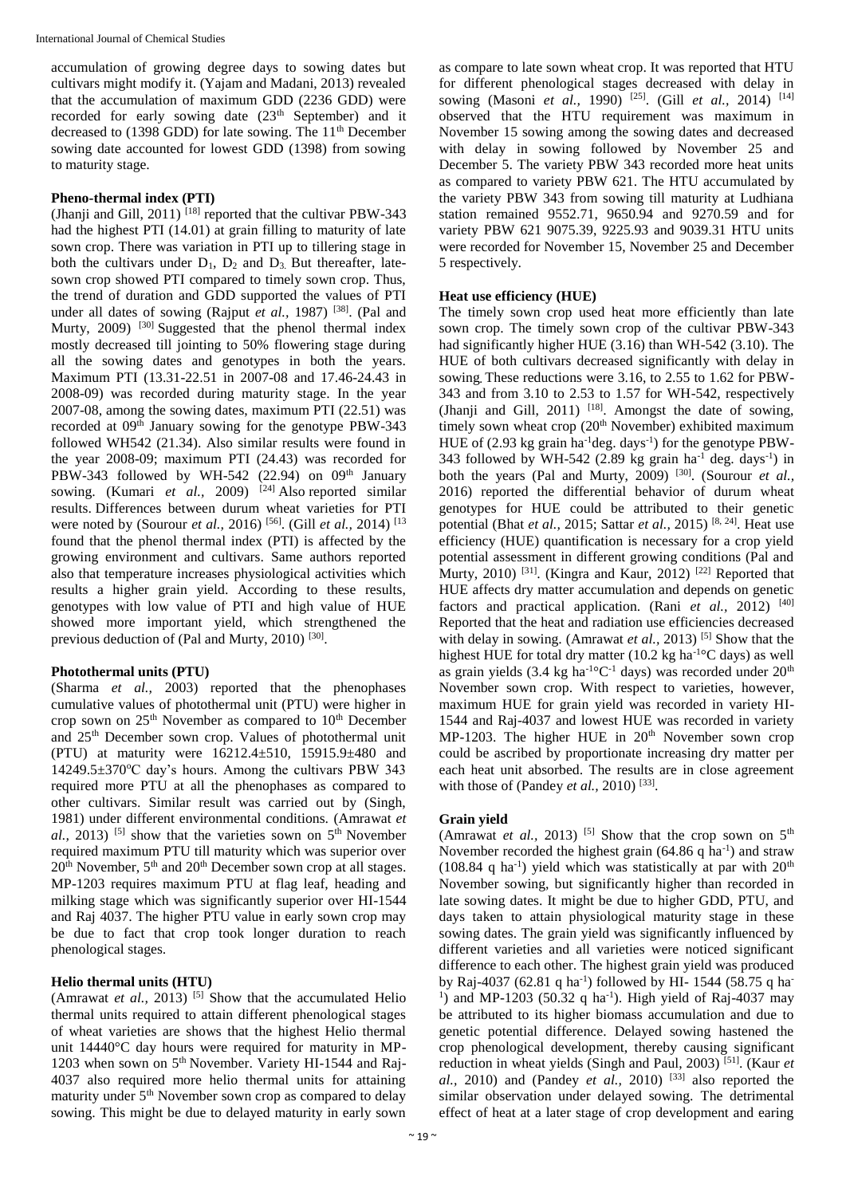accumulation of growing degree days to sowing dates but cultivars might modify it. (Yajam and Madani, 2013) revealed that the accumulation of maximum GDD (2236 GDD) were recorded for early sowing date (23th September) and it decreased to (1398 GDD) for late sowing. The 11th December sowing date accounted for lowest GDD (1398) from sowing to maturity stage.

**Pheno-thermal index (PTI)**

(Jhanji and Gill, 2011) [18] reported that the cultivar PBW-343 had the highest PTI (14.01) at grain filling to maturity of late sown crop. There was variation in PTI up to tillering stage in both the cultivars under $D_1$, $D_2$ and $D_3$. But thereafter, late-sown crop showed PTI compared to timely sown crop. Thus, the trend of duration and GDD supported the values of PTI under all dates of sowing (Rajput *et al.,* 1987) [38]. (Pal and Murty, 2009) [30] Suggested that the phenol thermal index mostly decreased till jointing to 50% flowering stage during all the sowing dates and genotypes in both the years. Maximum PTI (13.31-22.51 in 2007-08 and 17.46-24.43 in 2008-09) was recorded during maturity stage. In the year 2007-08, among the sowing dates, maximum PTI (22.51) was recorded at 09th January sowing for the genotype PBW-343 followed WH542 (21.34). Also similar results were found in the year 2008-09; maximum PTI (24.43) was recorded for PBW-343 followed by WH-542 (22.94) on 09th January sowing. (Kumari *et al.,* 2009) [24] Also reported similar results. Differences between durum wheat varieties for PTI were noted by (Sourour *et al.,* 2016) [56]. (Gill *et al.,* 2014) [13] found that the phenol thermal index (PTI) is affected by the growing environment and cultivars. Same authors reported also that temperature increases physiological activities which results a higher grain yield. According to these results, genotypes with low value of PTI and high value of HUE showed more important yield, which strengthened the previous deduction of (Pal and Murty, 2010) [30].

**Photothermal units (PTU)**

(Sharma *et al.,* 2003) reported that the phenophases cumulative values of photothermal unit (PTU) were higher in crop sown on 25th November as compared to 10th December and 25th December sown crop. Values of photothermal unit (PTU) at maturity were 16212.4±510, 15915.9±480 and 14249.5±370°C day's hours. Among the cultivars PBW 343 required more PTU at all the phenophases as compared to other cultivars. Similar result was carried out by (Singh, 1981) under different environmental conditions. (Amrawat *et al.,* 2013) [5] show that the varieties sown on 5th November required maximum PTU till maturity which was superior over 20th November, 5th and 20th December sown crop at all stages. MP-1203 requires maximum PTU at flag leaf, heading and milking stage which was significantly superior over HI-1544 and Raj 4037. The higher PTU value in early sown crop may be due to fact that crop took longer duration to reach phenological stages.

**Helio thermal units (HTU)**

(Amrawat *et al.,* 2013) [5] Show that the accumulated Helio thermal units required to attain different phenological stages of wheat varieties are shows that the highest Helio thermal unit 14440°C day hours were required for maturity in MP-1203 when sown on 5th November. Variety HI-1544 and Raj-4037 also required more helio thermal units for attaining maturity under 5th November sown crop as compared to delay sowing. This might be due to delayed maturity in early sown as compare to late sown wheat crop. It was reported that HTU for different phenological stages decreased with delay in sowing (Masoni *et al.,* 1990) [25]. (Gill *et al.,* 2014) [14] observed that the HTU requirement was maximum in November 15 sowing among the sowing dates and decreased with delay in sowing followed by November 25 and December 5. The variety PBW 343 recorded more heat units as compared to variety PBW 621. The HTU accumulated by the variety PBW 343 from sowing till maturity at Ludhiana station remained 9552.71, 9650.94 and 9270.59 and for variety PBW 621 9075.39, 9225.93 and 9039.31 HTU units were recorded for November 15, November 25 and December 5 respectively.

**Heat use efficiency (HUE)**

The timely sown crop used heat more efficiently than late sown crop. The timely sown crop of the cultivar PBW-343 had significantly higher HUE (3.16) than WH-542 (3.10). The HUE of both cultivars decreased significantly with delay in sowing. These reductions were 3.16, to 2.55 to 1.62 for PBW-343 and from 3.10 to 2.53 to 1.57 for WH-542, respectively (Jhanji and Gill, 2011) [18]. Amongst the date of sowing, timely sown wheat crop (20th November) exhibited maximum HUE of (2.93 kg grain ha$^{-1}$deg. days$^{-1}$) for the genotype PBW-343 followed by WH-542 (2.89 kg grain ha$^{-1}$ deg. days$^{-1}$) in both the years (Pal and Murty, 2009) [30]. (Sourour *et al.,* 2016) reported the differential behavior of durum wheat genotypes for HUE could be attributed to their genetic potential (Bhat *et al.,* 2015; Sattar *et al.,* 2015) [8, 24]. Heat use efficiency (HUE) quantification is necessary for a crop yield potential assessment in different growing conditions (Pal and Murty, 2010) [31]. (Kingra and Kaur, 2012) [22] Reported that HUE affects dry matter accumulation and depends on genetic factors and practical application. (Rani *et al.,* 2012) [40] Reported that the heat and radiation use efficiencies decreased with delay in sowing. (Amrawat *et al.,* 2013) [5] Show that the highest HUE for total dry matter (10.2 kg ha$^{-1}$°C days) as well as grain yields (3.4 kg ha$^{-1}$°C$^{-1}$ days) was recorded under 20th November sown crop. With respect to varieties, however, maximum HUE for grain yield was recorded in variety HI-1544 and Raj-4037 and lowest HUE was recorded in variety MP-1203. The higher HUE in 20th November sown crop could be ascribed by proportionate increasing dry matter per each heat unit absorbed. The results are in close agreement with those of (Pandey *et al.,* 2010) [33].

**Grain yield**

(Amrawat *et al.,* 2013) [5] Show that the crop sown on 5th November recorded the highest grain (64.86 q ha$^{-1}$) and straw (108.84 q ha$^{-1}$) yield which was statistically at par with 20th November sowing, but significantly higher than recorded in late sowing dates. It might be due to higher GDD, PTU, and days taken to attain physiological maturity stage in these sowing dates. The grain yield was significantly influenced by different varieties and all varieties were noticed significant difference to each other. The highest grain yield was produced by Raj-4037 (62.81 q ha$^{-1}$) followed by HI- 1544 (58.75 q ha$^{-1}$) and MP-1203 (50.32 q ha$^{-1}$). High yield of Raj-4037 may be attributed to its higher biomass accumulation and due to genetic potential difference. Delayed sowing hastened the crop phenological development, thereby causing significant reduction in wheat yields (Singh and Paul, 2003) [51]. (Kaur *et al.,* 2010) and (Pandey *et al.,* 2010) [33] also reported the similar observation under delayed sowing. The detrimental effect of heat at a later stage of crop development and earing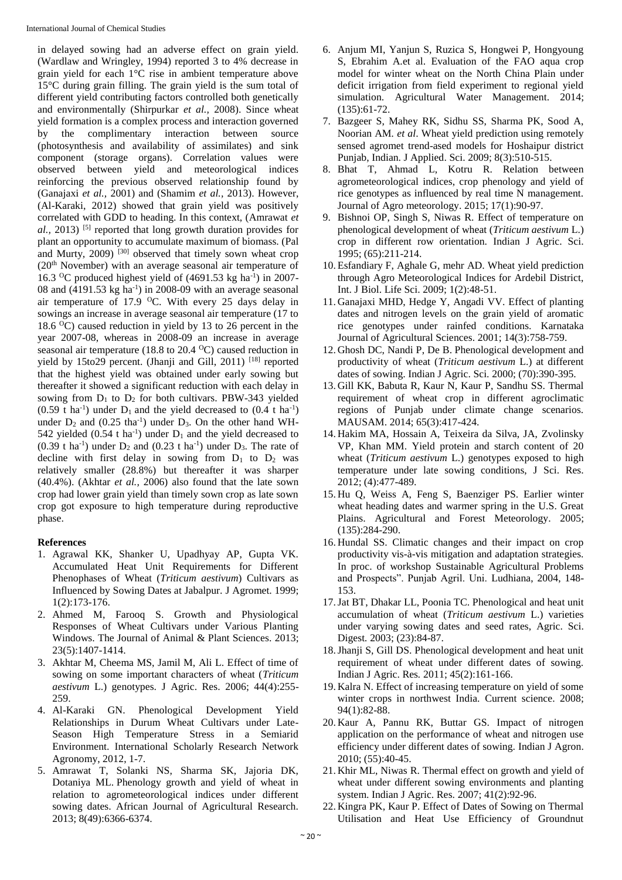in delayed sowing had an adverse effect on grain yield. (Wardlaw and Wringley, 1994) reported 3 to 4% decrease in grain yield for each 1°C rise in ambient temperature above 15°C during grain filling. The grain yield is the sum total of different yield contributing factors controlled both genetically and environmentally (Shirpurkar *et al.,* 2008). Since wheat yield formation is a complex process and interaction governed by the complimentary interaction between source (photosynthesis and availability of assimilates) and sink component (storage organs). Correlation values were observed between yield and meteorological indices reinforcing the previous observed relationship found by (Ganajaxi *et al.,* 2001) and (Shamim *et al.,* 2013). However, (Al-Karaki, 2012) showed that grain yield was positively correlated with GDD to heading. In this context, (Amrawat *et al.,* 2013) [5] reported that long growth duration provides for plant an opportunity to accumulate maximum of biomass. (Pal and Murty, 2009) [30] observed that timely sown wheat crop (20th November) with an average seasonal air temperature of 16.3 °C produced highest yield of (4691.53 kg ha$^{-1}$) in 2007-08 and (4191.53 kg ha$^{-1}$) in 2008-09 with an average seasonal air temperature of 17.9 °C. With every 25 days delay in sowings an increase in average seasonal air temperature (17 to 18.6 °C) caused reduction in yield by 13 to 26 percent in the year 2007-08, whereas in 2008-09 an increase in average seasonal air temperature (18.8 to 20.4 °C) caused reduction in yield by 15to29 percent. (Jhanji and Gill, 2011) [18] reported that the highest yield was obtained under early sowing but thereafter it showed a significant reduction with each delay in sowing from $D_1$ to $D_2$ for both cultivars. PBW-343 yielded (0.59 t ha$^{-1}$) under $D_1$ and the yield decreased to (0.4 t ha$^{-1}$) under $D_2$ and (0.25 tha$^{-1}$) under $D_3$. On the other hand WH-542 yielded (0.54 t ha$^{-1}$) under $D_1$ and the yield decreased to (0.39 t ha$^{-1}$) under $D_2$ and (0.23 t ha$^{-1}$) under $D_3$. The rate of decline with first delay in sowing from $D_1$ to $D_2$ was relatively smaller (28.8%) but thereafter it was sharper (40.4%). (Akhtar *et al.,* 2006) also found that the late sown crop had lower grain yield than timely sown crop as late sown crop got exposure to high temperature during reproductive phase.

## References

1. Agrawal KK, Shanker U, Upadhyay AP, Gupta VK. Accumulated Heat Unit Requirements for Different Phenophases of Wheat (*Triticum aestivum*) Cultivars as Influenced by Sowing Dates at Jabalpur. J Agromet. 1999; 1(2):173-176.
2. Ahmed M, Farooq S. Growth and Physiological Responses of Wheat Cultivars under Various Planting Windows. The Journal of Animal & Plant Sciences. 2013; 23(5):1407-1414.
3. Akhtar M, Cheema MS, Jamil M, Ali L. Effect of time of sowing on some important characters of wheat (*Triticum aestivum* L.) genotypes. J Agric. Res. 2006; 44(4):255-259.
4. Al-Karaki GN. Phenological Development Yield Relationships in Durum Wheat Cultivars under Late-Season High Temperature Stress in a Semiarid Environment. International Scholarly Research Network Agronomy, 2012, 1-7.
5. Amrawat T, Solanki NS, Sharma SK, Jajoria DK, Dotaniya ML. Phenology growth and yield of wheat in relation to agrometeorological indices under different sowing dates. African Journal of Agricultural Research. 2013; 8(49):6366-6374.
6. Anjum MI, Yanjun S, Ruzica S, Hongwei P, Hongyoung S, Ebrahim A.et al. Evaluation of the FAO aqua crop model for winter wheat on the North China Plain under deficit irrigation from field experiment to regional yield simulation. Agricultural Water Management. 2014; (135):61-72.
7. Bazgeer S, Mahey RK, Sidhu SS, Sharma PK, Sood A, Noorian AM. *et al*. Wheat yield prediction using remotely sensed agromet trend-ased models for Hoshaipur district Punjab, Indian. J Applied. Sci. 2009; 8(3):510-515.
8. Bhat T, Ahmad L, Kotru R. Relation between agrometeorological indices, crop phenology and yield of rice genotypes as influenced by real time N management. Journal of Agro meteorology. 2015; 17(1):90-97.
9. Bishnoi OP, Singh S, Niwas R. Effect of temperature on phenological development of wheat (*Triticum aestivum* L.) crop in different row orientation. Indian J Agric. Sci. 1995; (65):211-214.
10. Esfandiary F, Aghale G, mehr AD. Wheat yield prediction through Agro Meteorological Indices for Ardebil District, Int. J Biol. Life Sci. 2009; 1(2):48-51.
11. Ganajaxi MHD, Hedge Y, Angadi VV. Effect of planting dates and nitrogen levels on the grain yield of aromatic rice genotypes under rainfed conditions. Karnataka Journal of Agricultural Sciences. 2001; 14(3):758-759.
12. Ghosh DC, Nandi P, De B. Phenological development and productivity of wheat (*Triticum aestivum* L.) at different dates of sowing. Indian J Agric. Sci. 2000; (70):390-395.
13. Gill KK, Babuta R, Kaur N, Kaur P, Sandhu SS. Thermal requirement of wheat crop in different agroclimatic regions of Punjab under climate change scenarios. MAUSAM. 2014; 65(3):417-424.
14. Hakim MA, Hossain A, Teixeira da Silva, JA, Zvolinsky VP, Khan MM. Yield protein and starch content of 20 wheat (*Triticum aestivum* L.) genotypes exposed to high temperature under late sowing conditions, J Sci. Res. 2012; (4):477-489.
15. Hu Q, Weiss A, Feng S, Baenziger PS. Earlier winter wheat heading dates and warmer spring in the U.S. Great Plains. Agricultural and Forest Meteorology. 2005; (135):284-290.
16. Hundal SS. Climatic changes and their impact on crop productivity vis-à-vis mitigation and adaptation strategies. In proc. of workshop Sustainable Agricultural Problems and Prospects". Punjab Agril. Uni. Ludhiana, 2004, 148-153.
17. Jat BT, Dhakar LL, Poonia TC. Phenological and heat unit accumulation of wheat (*Triticum aestivum* L.) varieties under varying sowing dates and seed rates, Agric. Sci. Digest. 2003; (23):84-87.
18. Jhanji S, Gill DS. Phenological development and heat unit requirement of wheat under different dates of sowing. Indian J Agric. Res. 2011; 45(2):161-166.
19. Kalra N. Effect of increasing temperature on yield of some winter crops in northwest India. Current science. 2008; 94(1):82-88.
20. Kaur A, Pannu RK, Buttar GS. Impact of nitrogen application on the performance of wheat and nitrogen use efficiency under different dates of sowing. Indian J Agron. 2010; (55):40-45.
21. Khir ML, Niwas R. Thermal effect on growth and yield of wheat under different sowing environments and planting system. Indian J Agric. Res. 2007; 41(2):92-96.
22. Kingra PK, Kaur P. Effect of Dates of Sowing on Thermal Utilisation and Heat Use Efficiency of Groundnut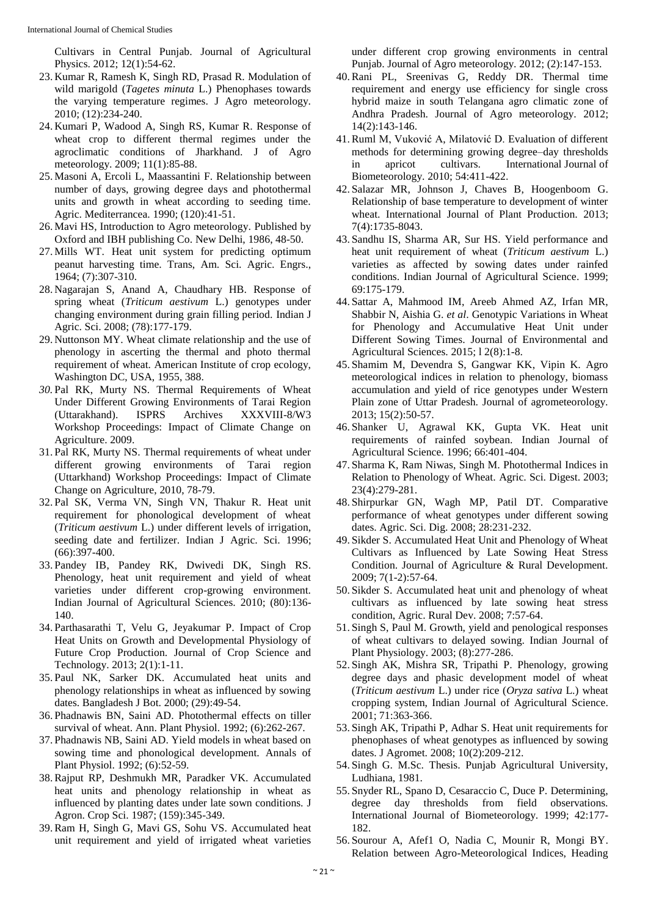Cultivars in Central Punjab. Journal of Agricultural Physics. 2012; 12(1):54-62.

23. Kumar R, Ramesh K, Singh RD, Prasad R. Modulation of wild marigold (*Tagetes minuta* L.) Phenophases towards the varying temperature regimes. J Agro meteorology. 2010; (12):234-240.
24. Kumari P, Wadood A, Singh RS, Kumar R. Response of wheat crop to different thermal regimes under the agroclimatic conditions of Jharkhand. J of Agro meteorology. 2009; 11(1):85-88.
25. Masoni A, Ercoli L, Maassantini F. Relationship between number of days, growing degree days and photothermal units and growth in wheat according to seeding time. Agric. Mediterrancea. 1990; (120):41-51.
26. Mavi HS, Introduction to Agro meteorology. Published by Oxford and IBH publishing Co. New Delhi, 1986, 48-50.
27. Mills WT. Heat unit system for predicting optimum peanut harvesting time. Trans, Am. Sci. Agric. Engrs., 1964; (7):307-310.
28. Nagarajan S, Anand A, Chaudhary HB. Response of spring wheat (*Triticum aestivum* L.) genotypes under changing environment during grain filling period. Indian J Agric. Sci. 2008; (78):177-179.
29. Nuttonson MY. Wheat climate relationship and the use of phenology in ascerting the thermal and photo thermal requirement of wheat. American Institute of crop ecology, Washington DC, USA, 1955, 388.
30. Pal RK, Murty NS. Thermal Requirements of Wheat Under Different Growing Environments of Tarai Region (Uttarakhand). ISPRS Archives XXXVIII-8/W3 Workshop Proceedings: Impact of Climate Change on Agriculture. 2009.
31. Pal RK, Murty NS. Thermal requirements of wheat under different growing environments of Tarai region (Uttarkhand) Workshop Proceedings: Impact of Climate Change on Agriculture, 2010, 78-79.
32. Pal SK, Verma VN, Singh VN, Thakur R. Heat unit requirement for phonological development of wheat (*Triticum aestivum* L.) under different levels of irrigation, seeding date and fertilizer. Indian J Agric. Sci. 1996; (66):397-400.
33. Pandey IB, Pandey RK, Dwivedi DK, Singh RS. Phenology, heat unit requirement and yield of wheat varieties under different crop-growing environment. Indian Journal of Agricultural Sciences. 2010; (80):136-140.
34. Parthasarathi T, Velu G, Jeyakumar P. Impact of Crop Heat Units on Growth and Developmental Physiology of Future Crop Production. Journal of Crop Science and Technology. 2013; 2(1):1-11.
35. Paul NK, Sarker DK. Accumulated heat units and phenology relationships in wheat as influenced by sowing dates. Bangladesh J Bot. 2000; (29):49-54.
36. Phadnawis BN, Saini AD. Photothermal effects on tiller survival of wheat. Ann. Plant Physiol. 1992; (6):262-267.
37. Phadnawis NB, Saini AD. Yield models in wheat based on sowing time and phonological development. Annals of Plant Physiol. 1992; (6):52-59.
38. Rajput RP, Deshmukh MR, Paradker VK. Accumulated heat units and phenology relationship in wheat as influenced by planting dates under late sown conditions. J Agron. Crop Sci. 1987; (159):345-349.
39. Ram H, Singh G, Mavi GS, Sohu VS. Accumulated heat unit requirement and yield of irrigated wheat varieties under different crop growing environments in central Punjab. Journal of Agro meteorology. 2012; (2):147-153.
40. Rani PL, Sreenivas G, Reddy DR. Thermal time requirement and energy use efficiency for single cross hybrid maize in south Telangana agro climatic zone of Andhra Pradesh. Journal of Agro meteorology. 2012; 14(2):143-146.
41. Ruml M, Vuković A, Milatović D. Evaluation of different methods for determining growing degree–day thresholds in apricot cultivars. International Journal of Biometeorology. 2010; 54:411-422.
42. Salazar MR, Johnson J, Chaves B, Hoogenboom G. Relationship of base temperature to development of winter wheat. International Journal of Plant Production. 2013; 7(4):1735-8043.
43. Sandhu IS, Sharma AR, Sur HS. Yield performance and heat unit requirement of wheat (*Triticum aestivum* L.) varieties as affected by sowing dates under rainfed conditions. Indian Journal of Agricultural Science. 1999; 69:175-179.
44. Sattar A, Mahmood IM, Areeb Ahmed AZ, Irfan MR, Shabbir N, Aishia G. *et al*. Genotypic Variations in Wheat for Phenology and Accumulative Heat Unit under Different Sowing Times. Journal of Environmental and Agricultural Sciences. 2015; l 2(8):1-8.
45. Shamim M, Devendra S, Gangwar KK, Vipin K. Agro meteorological indices in relation to phenology, biomass accumulation and yield of rice genotypes under Western Plain zone of Uttar Pradesh. Journal of agrometeorology. 2013; 15(2):50-57.
46. Shanker U, Agrawal KK, Gupta VK. Heat unit requirements of rainfed soybean. Indian Journal of Agricultural Science. 1996; 66:401-404.
47. Sharma K, Ram Niwas, Singh M. Photothermal Indices in Relation to Phenology of Wheat. Agric. Sci. Digest. 2003; 23(4):279-281.
48. Shirpurkar GN, Wagh MP, Patil DT. Comparative performance of wheat genotypes under different sowing dates. Agric. Sci. Dig. 2008; 28:231-232.
49. Sikder S. Accumulated Heat Unit and Phenology of Wheat Cultivars as Influenced by Late Sowing Heat Stress Condition. Journal of Agriculture & Rural Development. 2009; 7(1-2):57-64.
50. Sikder S. Accumulated heat unit and phenology of wheat cultivars as influenced by late sowing heat stress condition, Agric. Rural Dev. 2008; 7:57-64.
51. Singh S, Paul M. Growth, yield and penological responses of wheat cultivars to delayed sowing. Indian Journal of Plant Physiology. 2003; (8):277-286.
52. Singh AK, Mishra SR, Tripathi P. Phenology, growing degree days and phasic development model of wheat (*Triticum aestivum* L.) under rice (*Oryza sativa* L.) wheat cropping system, Indian Journal of Agricultural Science. 2001; 71:363-366.
53. Singh AK, Tripathi P, Adhar S. Heat unit requirements for phenophases of wheat genotypes as influenced by sowing dates. J Agromet. 2008; 10(2):209-212.
54. Singh G. M.Sc. Thesis. Punjab Agricultural University, Ludhiana, 1981.
55. Snyder RL, Spano D, Cesaraccio C, Duce P. Determining, degree day thresholds from field observations. International Journal of Biometeorology. 1999; 42:177-182.
56. Sourour A, Afef1 O, Nadia C, Mounir R, Mongi BY. Relation between Agro-Meteorological Indices, Heading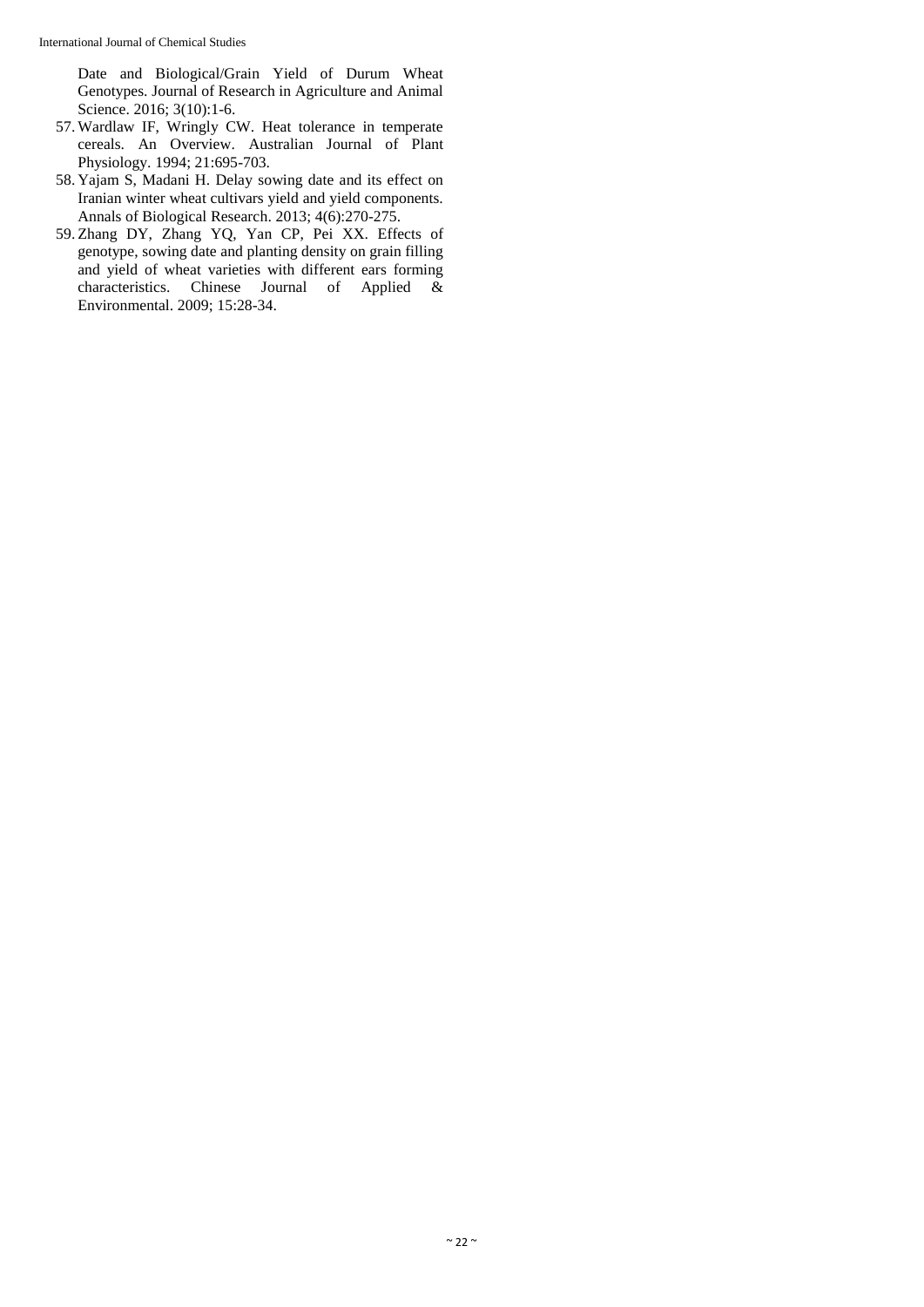Date and Biological/Grain Yield of Durum Wheat Genotypes. Journal of Research in Agriculture and Animal Science. 2016; 3(10):1-6.

57. Wardlaw IF, Wringly CW. Heat tolerance in temperate cereals. An Overview. Australian Journal of Plant Physiology. 1994; 21:695-703.
58. Yajam S, Madani H. Delay sowing date and its effect on Iranian winter wheat cultivars yield and yield components. Annals of Biological Research. 2013; 4(6):270-275.
59. Zhang DY, Zhang YQ, Yan CP, Pei XX. Effects of genotype, sowing date and planting density on grain filling and yield of wheat varieties with different ears forming characteristics. Chinese Journal of Applied & Environmental. 2009; 15:28-34.